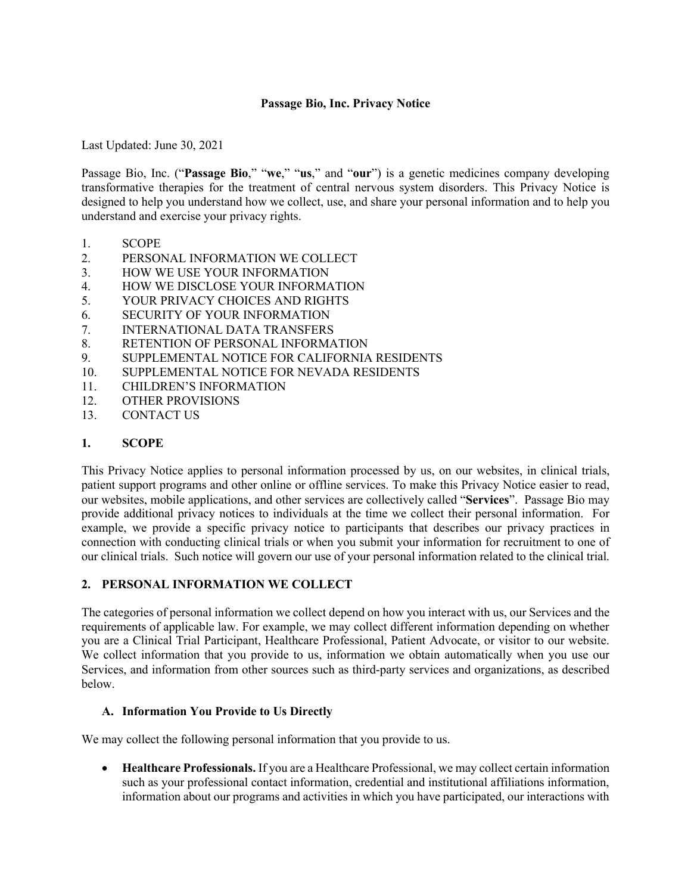# Passage Bio, Inc. Privacy Notice

Last Updated: June 30, 2021

Passage Bio, Inc. ("**Passage Bio**," "**we**," "**us**," and "**our**") is a genetic medicines company developing transformative therapies for the treatment of central nervous system disorders. This Privacy Notice is designed to help you understand how we collect, use, and share your personal information and to help you understand and exercise your privacy rights.

1. SCOPE
2. PERSONAL INFORMATION WE COLLECT
3. HOW WE USE YOUR INFORMATION
4. HOW WE DISCLOSE YOUR INFORMATION
5. YOUR PRIVACY CHOICES AND RIGHTS
6. SECURITY OF YOUR INFORMATION
7. INTERNATIONAL DATA TRANSFERS
8. RETENTION OF PERSONAL INFORMATION
9. SUPPLEMENTAL NOTICE FOR CALIFORNIA RESIDENTS
10. SUPPLEMENTAL NOTICE FOR NEVADA RESIDENTS
11. CHILDREN'S INFORMATION
12. OTHER PROVISIONS
13. CONTACT US

## 1. SCOPE

This Privacy Notice applies to personal information processed by us, on our websites, in clinical trials, patient support programs and other online or offline services. To make this Privacy Notice easier to read, our websites, mobile applications, and other services are collectively called "**Services**". Passage Bio may provide additional privacy notices to individuals at the time we collect their personal information. For example, we provide a specific privacy notice to participants that describes our privacy practices in connection with conducting clinical trials or when you submit your information for recruitment to one of our clinical trials. Such notice will govern our use of your personal information related to the clinical trial.

## 2. PERSONAL INFORMATION WE COLLECT

The categories of personal information we collect depend on how you interact with us, our Services and the requirements of applicable law. For example, we may collect different information depending on whether you are a Clinical Trial Participant, Healthcare Professional, Patient Advocate, or visitor to our website. We collect information that you provide to us, information we obtain automatically when you use our Services, and information from other sources such as third-party services and organizations, as described below.

### A. Information You Provide to Us Directly

We may collect the following personal information that you provide to us.

- **Healthcare Professionals.** If you are a Healthcare Professional, we may collect certain information such as your professional contact information, credential and institutional affiliations information, information about our programs and activities in which you have participated, our interactions with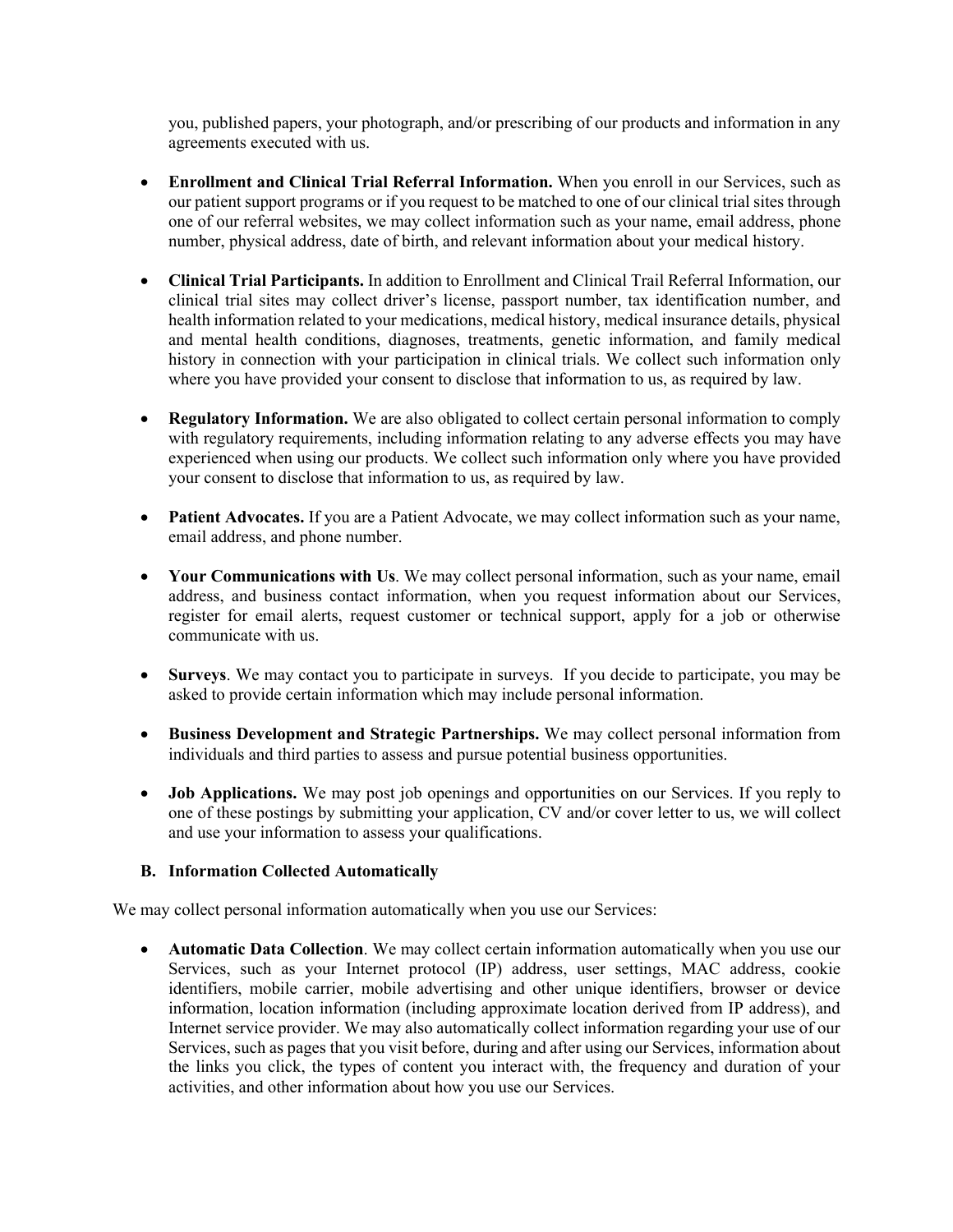you, published papers, your photograph, and/or prescribing of our products and information in any agreements executed with us.

- **Enrollment and Clinical Trial Referral Information.** When you enroll in our Services, such as our patient support programs or if you request to be matched to one of our clinical trial sites through one of our referral websites, we may collect information such as your name, email address, phone number, physical address, date of birth, and relevant information about your medical history.

- **Clinical Trial Participants.** In addition to Enrollment and Clinical Trail Referral Information, our clinical trial sites may collect driver's license, passport number, tax identification number, and health information related to your medications, medical history, medical insurance details, physical and mental health conditions, diagnoses, treatments, genetic information, and family medical history in connection with your participation in clinical trials. We collect such information only where you have provided your consent to disclose that information to us, as required by law.

- **Regulatory Information.** We are also obligated to collect certain personal information to comply with regulatory requirements, including information relating to any adverse effects you may have experienced when using our products. We collect such information only where you have provided your consent to disclose that information to us, as required by law.

- **Patient Advocates.** If you are a Patient Advocate, we may collect information such as your name, email address, and phone number.

- **Your Communications with Us**. We may collect personal information, such as your name, email address, and business contact information, when you request information about our Services, register for email alerts, request customer or technical support, apply for a job or otherwise communicate with us.

- **Surveys**. We may contact you to participate in surveys. If you decide to participate, you may be asked to provide certain information which may include personal information.

- **Business Development and Strategic Partnerships.** We may collect personal information from individuals and third parties to assess and pursue potential business opportunities.

- **Job Applications.** We may post job openings and opportunities on our Services. If you reply to one of these postings by submitting your application, CV and/or cover letter to us, we will collect and use your information to assess your qualifications.

### B. Information Collected Automatically

We may collect personal information automatically when you use our Services:

- **Automatic Data Collection**. We may collect certain information automatically when you use our Services, such as your Internet protocol (IP) address, user settings, MAC address, cookie identifiers, mobile carrier, mobile advertising and other unique identifiers, browser or device information, location information (including approximate location derived from IP address), and Internet service provider. We may also automatically collect information regarding your use of our Services, such as pages that you visit before, during and after using our Services, information about the links you click, the types of content you interact with, the frequency and duration of your activities, and other information about how you use our Services.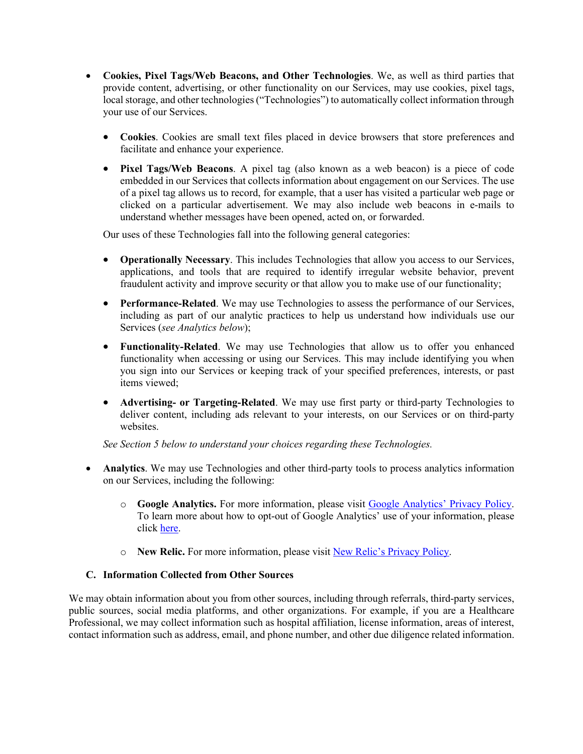- **Cookies, Pixel Tags/Web Beacons, and Other Technologies**. We, as well as third parties that provide content, advertising, or other functionality on our Services, may use cookies, pixel tags, local storage, and other technologies ("Technologies") to automatically collect information through your use of our Services.

  - **Cookies**. Cookies are small text files placed in device browsers that store preferences and facilitate and enhance your experience.

  - **Pixel Tags/Web Beacons**. A pixel tag (also known as a web beacon) is a piece of code embedded in our Services that collects information about engagement on our Services. The use of a pixel tag allows us to record, for example, that a user has visited a particular web page or clicked on a particular advertisement. We may also include web beacons in e-mails to understand whether messages have been opened, acted on, or forwarded.

  Our uses of these Technologies fall into the following general categories:

  - **Operationally Necessary**. This includes Technologies that allow you access to our Services, applications, and tools that are required to identify irregular website behavior, prevent fraudulent activity and improve security or that allow you to make use of our functionality;

  - **Performance-Related**. We may use Technologies to assess the performance of our Services, including as part of our analytic practices to help us understand how individuals use our Services (*see Analytics below*);

  - **Functionality-Related**. We may use Technologies that allow us to offer you enhanced functionality when accessing or using our Services. This may include identifying you when you sign into our Services or keeping track of your specified preferences, interests, or past items viewed;

  - **Advertising- or Targeting-Related**. We may use first party or third-party Technologies to deliver content, including ads relevant to your interests, on our Services or on third-party websites.

  *See Section 5 below to understand your choices regarding these Technologies.*

- **Analytics**. We may use Technologies and other third-party tools to process analytics information on our Services, including the following:

  - **Google Analytics.** For more information, please visit Google Analytics' Privacy Policy. To learn more about how to opt-out of Google Analytics' use of your information, please click here.

  - **New Relic.** For more information, please visit New Relic's Privacy Policy.

### C. Information Collected from Other Sources

We may obtain information about you from other sources, including through referrals, third-party services, public sources, social media platforms, and other organizations. For example, if you are a Healthcare Professional, we may collect information such as hospital affiliation, license information, areas of interest, contact information such as address, email, and phone number, and other due diligence related information.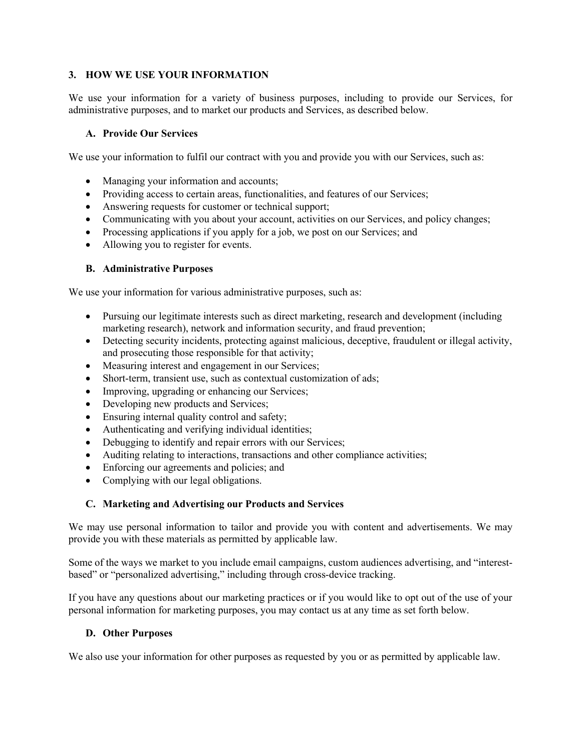## 3. HOW WE USE YOUR INFORMATION

We use your information for a variety of business purposes, including to provide our Services, for administrative purposes, and to market our products and Services, as described below.

### A. Provide Our Services

We use your information to fulfil our contract with you and provide you with our Services, such as:

- Managing your information and accounts;
- Providing access to certain areas, functionalities, and features of our Services;
- Answering requests for customer or technical support;
- Communicating with you about your account, activities on our Services, and policy changes;
- Processing applications if you apply for a job, we post on our Services; and
- Allowing you to register for events.

### B. Administrative Purposes

We use your information for various administrative purposes, such as:

- Pursuing our legitimate interests such as direct marketing, research and development (including marketing research), network and information security, and fraud prevention;
- Detecting security incidents, protecting against malicious, deceptive, fraudulent or illegal activity, and prosecuting those responsible for that activity;
- Measuring interest and engagement in our Services;
- Short-term, transient use, such as contextual customization of ads;
- Improving, upgrading or enhancing our Services;
- Developing new products and Services;
- Ensuring internal quality control and safety;
- Authenticating and verifying individual identities;
- Debugging to identify and repair errors with our Services;
- Auditing relating to interactions, transactions and other compliance activities;
- Enforcing our agreements and policies; and
- Complying with our legal obligations.

### C. Marketing and Advertising our Products and Services

We may use personal information to tailor and provide you with content and advertisements. We may provide you with these materials as permitted by applicable law.

Some of the ways we market to you include email campaigns, custom audiences advertising, and "interest-based" or "personalized advertising," including through cross-device tracking.

If you have any questions about our marketing practices or if you would like to opt out of the use of your personal information for marketing purposes, you may contact us at any time as set forth below.

### D. Other Purposes

We also use your information for other purposes as requested by you or as permitted by applicable law.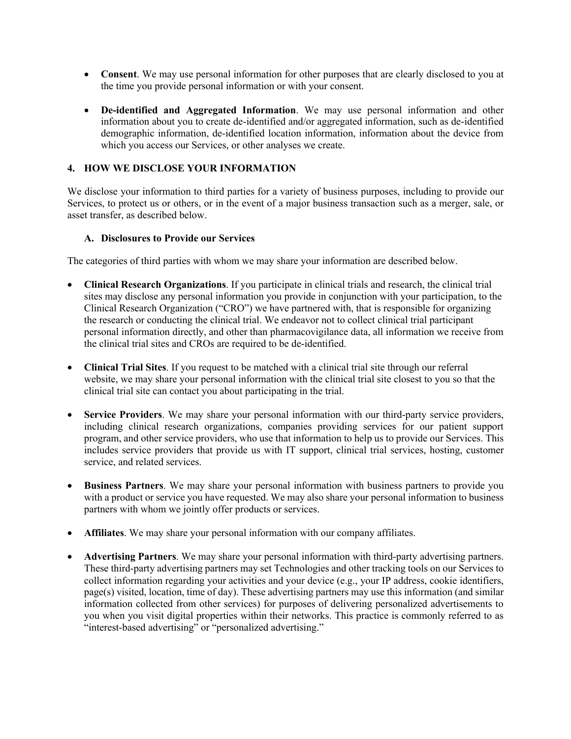- **Consent**. We may use personal information for other purposes that are clearly disclosed to you at the time you provide personal information or with your consent.

- **De-identified and Aggregated Information**. We may use personal information and other information about you to create de-identified and/or aggregated information, such as de-identified demographic information, de-identified location information, information about the device from which you access our Services, or other analyses we create.

## 4. HOW WE DISCLOSE YOUR INFORMATION

We disclose your information to third parties for a variety of business purposes, including to provide our Services, to protect us or others, or in the event of a major business transaction such as a merger, sale, or asset transfer, as described below.

### A. Disclosures to Provide our Services

The categories of third parties with whom we may share your information are described below.

- **Clinical Research Organizations**. If you participate in clinical trials and research, the clinical trial sites may disclose any personal information you provide in conjunction with your participation, to the Clinical Research Organization ("CRO") we have partnered with, that is responsible for organizing the research or conducting the clinical trial. We endeavor not to collect clinical trial participant personal information directly, and other than pharmacovigilance data, all information we receive from the clinical trial sites and CROs are required to be de-identified.

- **Clinical Trial Sites**. If you request to be matched with a clinical trial site through our referral website, we may share your personal information with the clinical trial site closest to you so that the clinical trial site can contact you about participating in the trial.

- **Service Providers**. We may share your personal information with our third-party service providers, including clinical research organizations, companies providing services for our patient support program, and other service providers, who use that information to help us to provide our Services. This includes service providers that provide us with IT support, clinical trial services, hosting, customer service, and related services.

- **Business Partners**. We may share your personal information with business partners to provide you with a product or service you have requested. We may also share your personal information to business partners with whom we jointly offer products or services.

- **Affiliates**. We may share your personal information with our company affiliates.

- **Advertising Partners**. We may share your personal information with third-party advertising partners. These third-party advertising partners may set Technologies and other tracking tools on our Services to collect information regarding your activities and your device (e.g., your IP address, cookie identifiers, page(s) visited, location, time of day). These advertising partners may use this information (and similar information collected from other services) for purposes of delivering personalized advertisements to you when you visit digital properties within their networks. This practice is commonly referred to as "interest-based advertising" or "personalized advertising."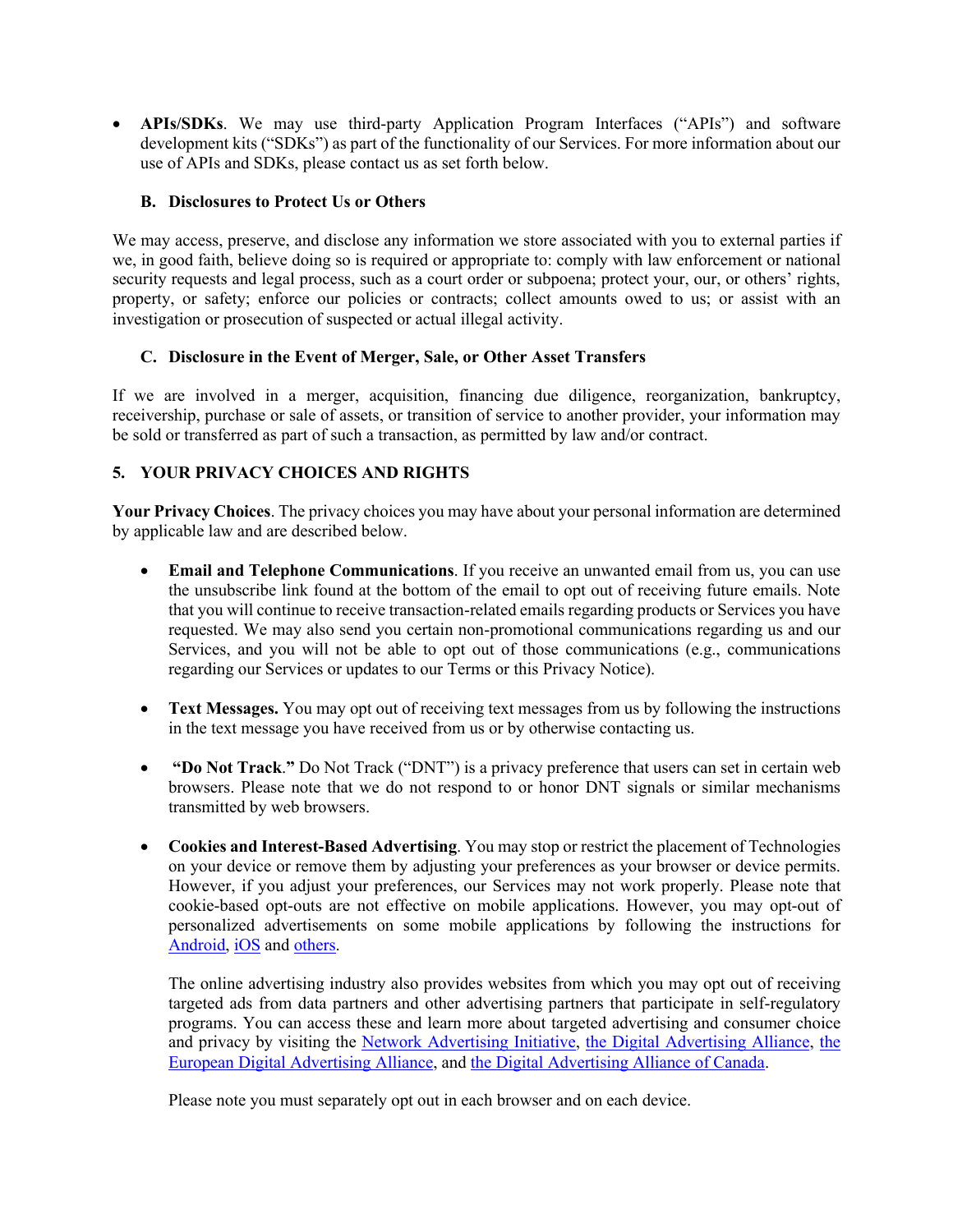- **APIs/SDKs**. We may use third-party Application Program Interfaces ("APIs") and software development kits ("SDKs") as part of the functionality of our Services. For more information about our use of APIs and SDKs, please contact us as set forth below.

### B. Disclosures to Protect Us or Others

We may access, preserve, and disclose any information we store associated with you to external parties if we, in good faith, believe doing so is required or appropriate to: comply with law enforcement or national security requests and legal process, such as a court order or subpoena; protect your, our, or others' rights, property, or safety; enforce our policies or contracts; collect amounts owed to us; or assist with an investigation or prosecution of suspected or actual illegal activity.

### C. Disclosure in the Event of Merger, Sale, or Other Asset Transfers

If we are involved in a merger, acquisition, financing due diligence, reorganization, bankruptcy, receivership, purchase or sale of assets, or transition of service to another provider, your information may be sold or transferred as part of such a transaction, as permitted by law and/or contract.

## 5. YOUR PRIVACY CHOICES AND RIGHTS

**Your Privacy Choices**. The privacy choices you may have about your personal information are determined by applicable law and are described below.

- **Email and Telephone Communications**. If you receive an unwanted email from us, you can use the unsubscribe link found at the bottom of the email to opt out of receiving future emails. Note that you will continue to receive transaction-related emails regarding products or Services you have requested. We may also send you certain non-promotional communications regarding us and our Services, and you will not be able to opt out of those communications (e.g., communications regarding our Services or updates to our Terms or this Privacy Notice).

- **Text Messages.** You may opt out of receiving text messages from us by following the instructions in the text message you have received from us or by otherwise contacting us.

- **"Do Not Track."** Do Not Track ("DNT") is a privacy preference that users can set in certain web browsers. Please note that we do not respond to or honor DNT signals or similar mechanisms transmitted by web browsers.

- **Cookies and Interest-Based Advertising**. You may stop or restrict the placement of Technologies on your device or remove them by adjusting your preferences as your browser or device permits. However, if you adjust your preferences, our Services may not work properly. Please note that cookie-based opt-outs are not effective on mobile applications. However, you may opt-out of personalized advertisements on some mobile applications by following the instructions for Android, iOS and others.

  The online advertising industry also provides websites from which you may opt out of receiving targeted ads from data partners and other advertising partners that participate in self-regulatory programs. You can access these and learn more about targeted advertising and consumer choice and privacy by visiting the Network Advertising Initiative, the Digital Advertising Alliance, the European Digital Advertising Alliance, and the Digital Advertising Alliance of Canada.

  Please note you must separately opt out in each browser and on each device.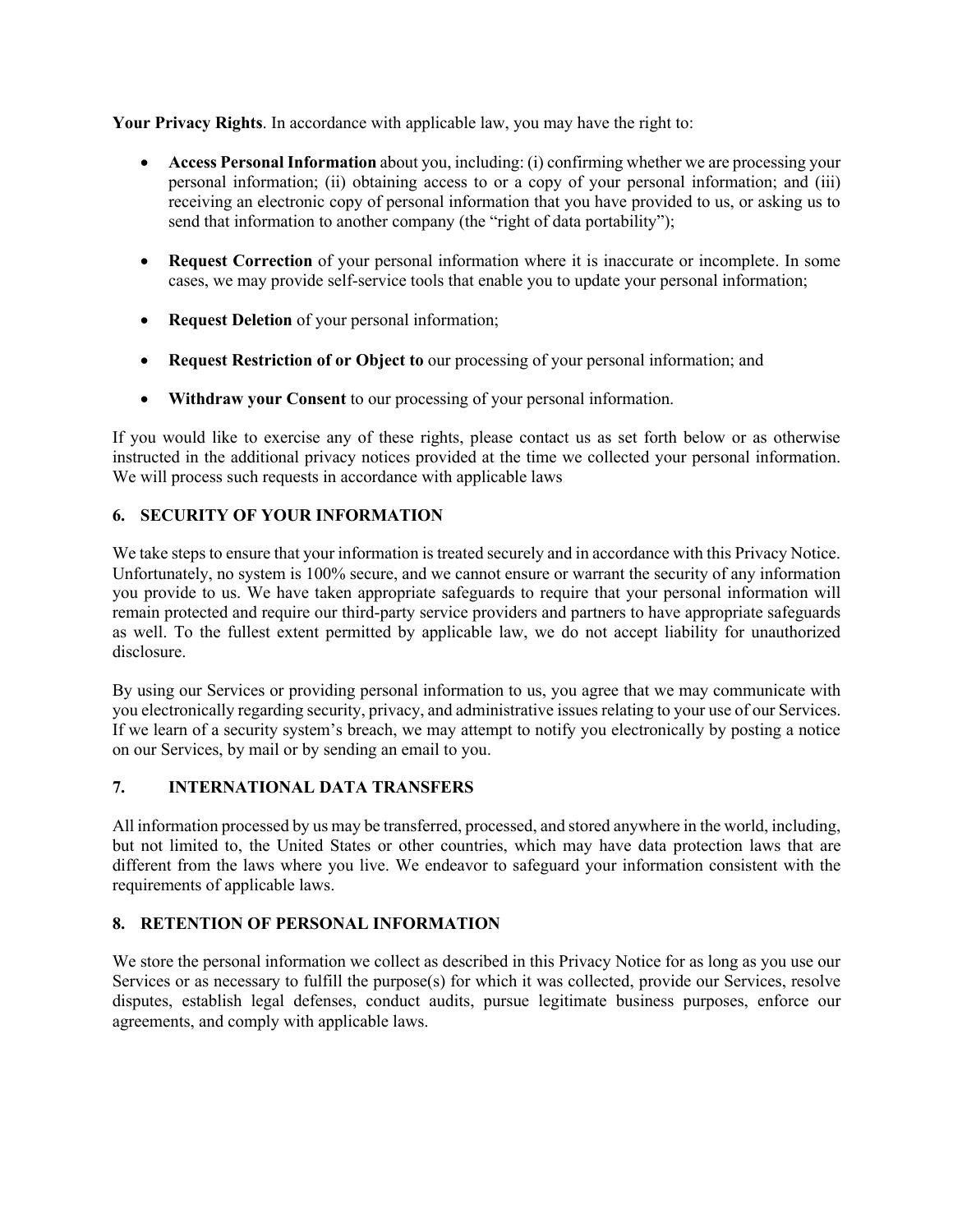**Your Privacy Rights**. In accordance with applicable law, you may have the right to:

- **Access Personal Information** about you, including: (i) confirming whether we are processing your personal information; (ii) obtaining access to or a copy of your personal information; and (iii) receiving an electronic copy of personal information that you have provided to us, or asking us to send that information to another company (the "right of data portability");

- **Request Correction** of your personal information where it is inaccurate or incomplete. In some cases, we may provide self-service tools that enable you to update your personal information;

- **Request Deletion** of your personal information;

- **Request Restriction of or Object to** our processing of your personal information; and

- **Withdraw your Consent** to our processing of your personal information.

If you would like to exercise any of these rights, please contact us as set forth below or as otherwise instructed in the additional privacy notices provided at the time we collected your personal information. We will process such requests in accordance with applicable laws

## 6. SECURITY OF YOUR INFORMATION

We take steps to ensure that your information is treated securely and in accordance with this Privacy Notice. Unfortunately, no system is 100% secure, and we cannot ensure or warrant the security of any information you provide to us. We have taken appropriate safeguards to require that your personal information will remain protected and require our third-party service providers and partners to have appropriate safeguards as well. To the fullest extent permitted by applicable law, we do not accept liability for unauthorized disclosure.

By using our Services or providing personal information to us, you agree that we may communicate with you electronically regarding security, privacy, and administrative issues relating to your use of our Services. If we learn of a security system's breach, we may attempt to notify you electronically by posting a notice on our Services, by mail or by sending an email to you.

## 7. INTERNATIONAL DATA TRANSFERS

All information processed by us may be transferred, processed, and stored anywhere in the world, including, but not limited to, the United States or other countries, which may have data protection laws that are different from the laws where you live. We endeavor to safeguard your information consistent with the requirements of applicable laws.

## 8. RETENTION OF PERSONAL INFORMATION

We store the personal information we collect as described in this Privacy Notice for as long as you use our Services or as necessary to fulfill the purpose(s) for which it was collected, provide our Services, resolve disputes, establish legal defenses, conduct audits, pursue legitimate business purposes, enforce our agreements, and comply with applicable laws.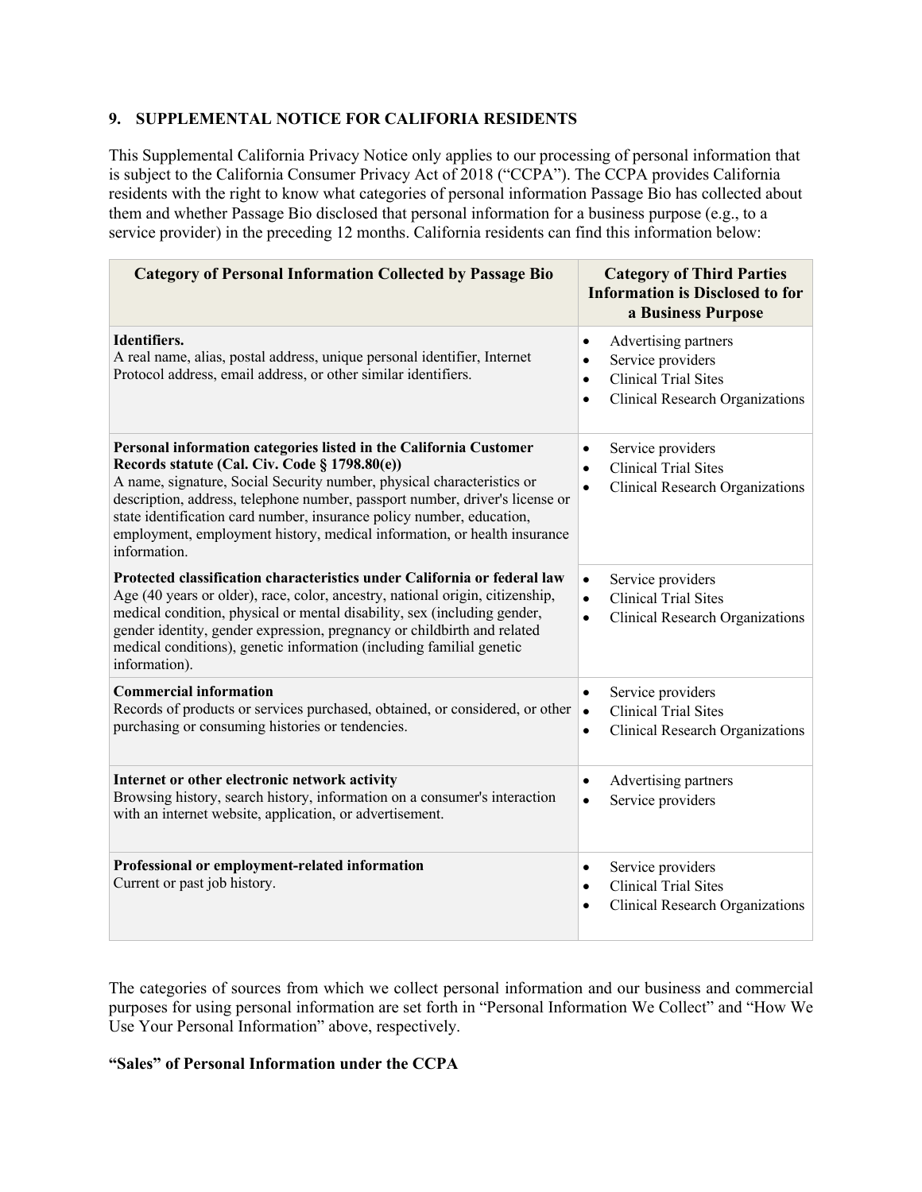## 9. SUPPLEMENTAL NOTICE FOR CALIFORIA RESIDENTS

This Supplemental California Privacy Notice only applies to our processing of personal information that is subject to the California Consumer Privacy Act of 2018 ("CCPA"). The CCPA provides California residents with the right to know what categories of personal information Passage Bio has collected about them and whether Passage Bio disclosed that personal information for a business purpose (e.g., to a service provider) in the preceding 12 months. California residents can find this information below:

| Category of Personal Information Collected by Passage Bio | Category of Third Parties Information is Disclosed to for a Business Purpose |
|---|---|
| **Identifiers.**<br>A real name, alias, postal address, unique personal identifier, Internet Protocol address, email address, or other similar identifiers. | • Advertising partners<br>• Service providers<br>• Clinical Trial Sites<br>• Clinical Research Organizations |
| **Personal information categories listed in the California Customer Records statute (Cal. Civ. Code § 1798.80(e))**<br>A name, signature, Social Security number, physical characteristics or description, address, telephone number, passport number, driver's license or state identification card number, insurance policy number, education, employment, employment history, medical information, or health insurance information. | • Service providers<br>• Clinical Trial Sites<br>• Clinical Research Organizations |
| **Protected classification characteristics under California or federal law**<br>Age (40 years or older), race, color, ancestry, national origin, citizenship, medical condition, physical or mental disability, sex (including gender, gender identity, gender expression, pregnancy or childbirth and related medical conditions), genetic information (including familial genetic information). | • Service providers<br>• Clinical Trial Sites<br>• Clinical Research Organizations |
| **Commercial information**<br>Records of products or services purchased, obtained, or considered, or other purchasing or consuming histories or tendencies. | • Service providers<br>• Clinical Trial Sites<br>• Clinical Research Organizations |
| **Internet or other electronic network activity**<br>Browsing history, search history, information on a consumer's interaction with an internet website, application, or advertisement. | • Advertising partners<br>• Service providers |
| **Professional or employment-related information**<br>Current or past job history. | • Service providers<br>• Clinical Trial Sites<br>• Clinical Research Organizations |

The categories of sources from which we collect personal information and our business and commercial purposes for using personal information are set forth in "Personal Information We Collect" and "How We Use Your Personal Information" above, respectively.

**"Sales" of Personal Information under the CCPA**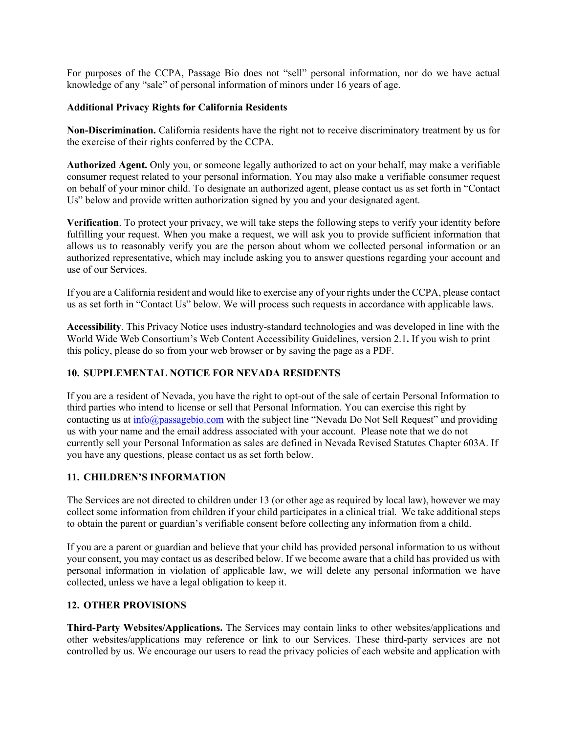For purposes of the CCPA, Passage Bio does not "sell" personal information, nor do we have actual knowledge of any "sale" of personal information of minors under 16 years of age.

**Additional Privacy Rights for California Residents**

**Non-Discrimination.** California residents have the right not to receive discriminatory treatment by us for the exercise of their rights conferred by the CCPA.

**Authorized Agent.** Only you, or someone legally authorized to act on your behalf, may make a verifiable consumer request related to your personal information. You may also make a verifiable consumer request on behalf of your minor child. To designate an authorized agent, please contact us as set forth in "Contact Us" below and provide written authorization signed by you and your designated agent.

**Verification**. To protect your privacy, we will take steps the following steps to verify your identity before fulfilling your request. When you make a request, we will ask you to provide sufficient information that allows us to reasonably verify you are the person about whom we collected personal information or an authorized representative, which may include asking you to answer questions regarding your account and use of our Services.

If you are a California resident and would like to exercise any of your rights under the CCPA, please contact us as set forth in "Contact Us" below. We will process such requests in accordance with applicable laws.

**Accessibility**. This Privacy Notice uses industry-standard technologies and was developed in line with the World Wide Web Consortium's Web Content Accessibility Guidelines, version 2.1**.** If you wish to print this policy, please do so from your web browser or by saving the page as a PDF.

## 10. SUPPLEMENTAL NOTICE FOR NEVADA RESIDENTS

If you are a resident of Nevada, you have the right to opt-out of the sale of certain Personal Information to third parties who intend to license or sell that Personal Information. You can exercise this right by contacting us at [info@passagebio.com](mailto:info@passagebio.com) with the subject line "Nevada Do Not Sell Request" and providing us with your name and the email address associated with your account. Please note that we do not currently sell your Personal Information as sales are defined in Nevada Revised Statutes Chapter 603A. If you have any questions, please contact us as set forth below.

## 11. CHILDREN'S INFORMATION

The Services are not directed to children under 13 (or other age as required by local law), however we may collect some information from children if your child participates in a clinical trial. We take additional steps to obtain the parent or guardian's verifiable consent before collecting any information from a child.

If you are a parent or guardian and believe that your child has provided personal information to us without your consent, you may contact us as described below. If we become aware that a child has provided us with personal information in violation of applicable law, we will delete any personal information we have collected, unless we have a legal obligation to keep it.

## 12. OTHER PROVISIONS

**Third-Party Websites/Applications.** The Services may contain links to other websites/applications and other websites/applications may reference or link to our Services. These third-party services are not controlled by us. We encourage our users to read the privacy policies of each website and application with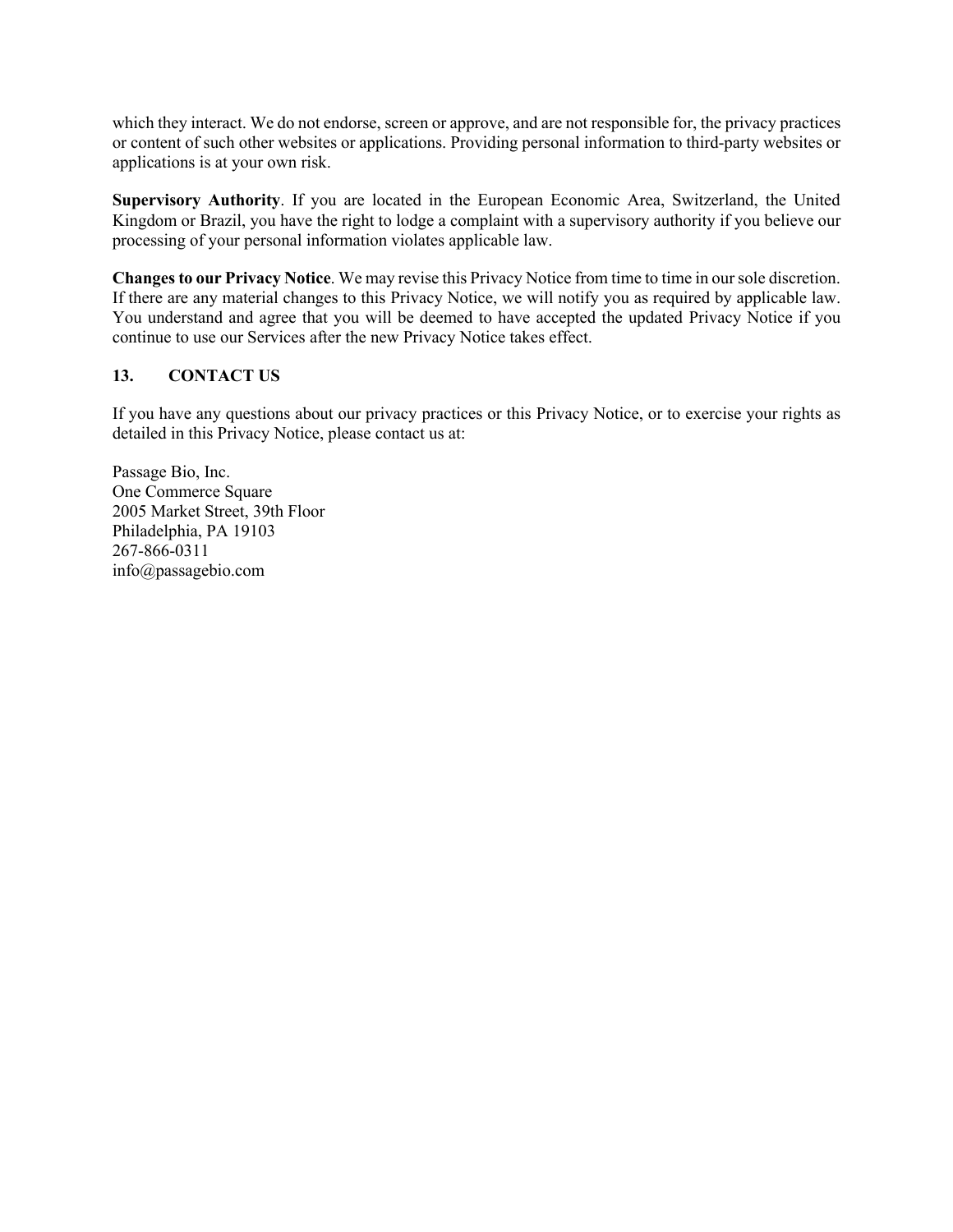which they interact. We do not endorse, screen or approve, and are not responsible for, the privacy practices or content of such other websites or applications. Providing personal information to third-party websites or applications is at your own risk.

**Supervisory Authority**. If you are located in the European Economic Area, Switzerland, the United Kingdom or Brazil, you have the right to lodge a complaint with a supervisory authority if you believe our processing of your personal information violates applicable law.

**Changes to our Privacy Notice**. We may revise this Privacy Notice from time to time in our sole discretion. If there are any material changes to this Privacy Notice, we will notify you as required by applicable law. You understand and agree that you will be deemed to have accepted the updated Privacy Notice if you continue to use our Services after the new Privacy Notice takes effect.

## 13. CONTACT US

If you have any questions about our privacy practices or this Privacy Notice, or to exercise your rights as detailed in this Privacy Notice, please contact us at:

Passage Bio, Inc.
One Commerce Square
2005 Market Street, 39th Floor
Philadelphia, PA 19103
267-866-0311
info@passagebio.com